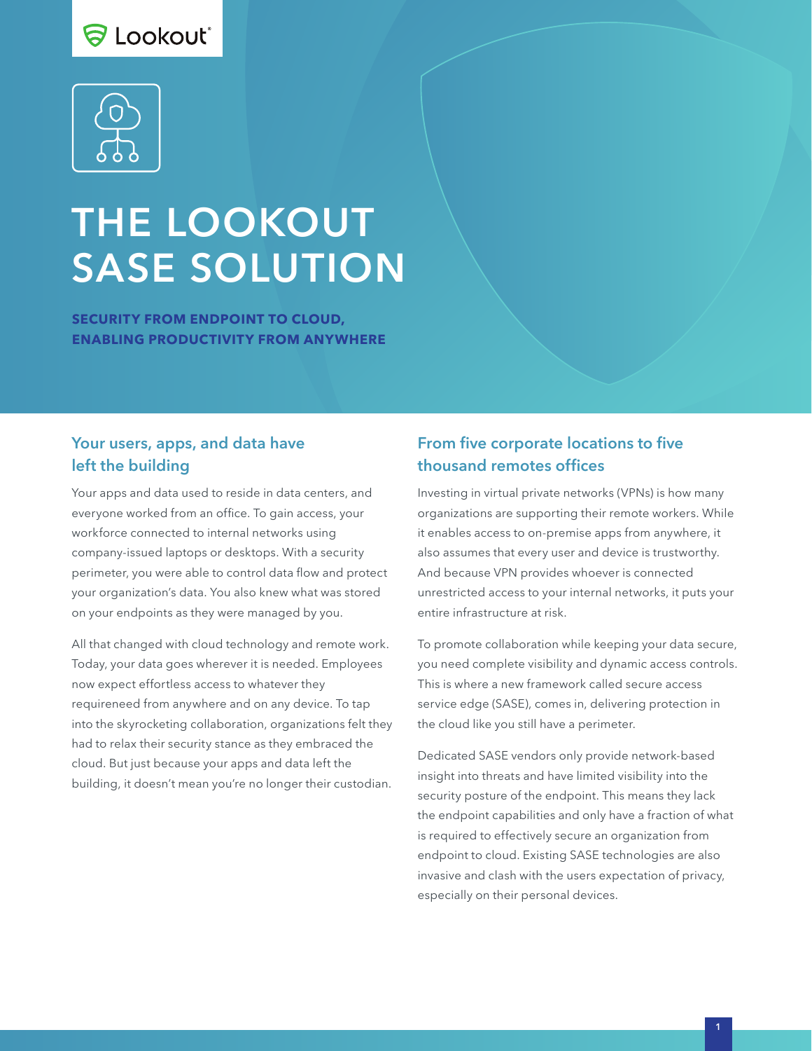Lookout

# THE LOOKOUT SASE SOLUTION

**SECURITY FROM ENDPOINT TO CLOUD, ENABLING PRODUCTIVITY FROM ANYWHERE**

## Your users, apps, and data have left the building

Your apps and data used to reside in data centers, and everyone worked from an office. To gain access, your workforce connected to internal networks using company-issued laptops or desktops. With a security perimeter, you were able to control data flow and protect your organization's data. You also knew what was stored on your endpoints as they were managed by you.

All that changed with cloud technology and remote work. Today, your data goes wherever it is needed. Employees now expect effortless access to whatever they requireneed from anywhere and on any device. To tap into the skyrocketing collaboration, organizations felt they had to relax their security stance as they embraced the cloud. But just because your apps and data left the building, it doesn't mean you're no longer their custodian.

## From five corporate locations to five thousand remotes offices

Investing in virtual private networks (VPNs) is how many organizations are supporting their remote workers. While it enables access to on-premise apps from anywhere, it also assumes that every user and device is trustworthy. And because VPN provides whoever is connected unrestricted access to your internal networks, it puts your entire infrastructure at risk.

To promote collaboration while keeping your data secure, you need complete visibility and dynamic access controls. This is where a new framework called secure access service edge (SASE), comes in, delivering protection in the cloud like you still have a perimeter.

Dedicated SASE vendors only provide network-based insight into threats and have limited visibility into the security posture of the endpoint. This means they lack the endpoint capabilities and only have a fraction of what is required to effectively secure an organization from endpoint to cloud. Existing SASE technologies are also invasive and clash with the users expectation of privacy, especially on their personal devices.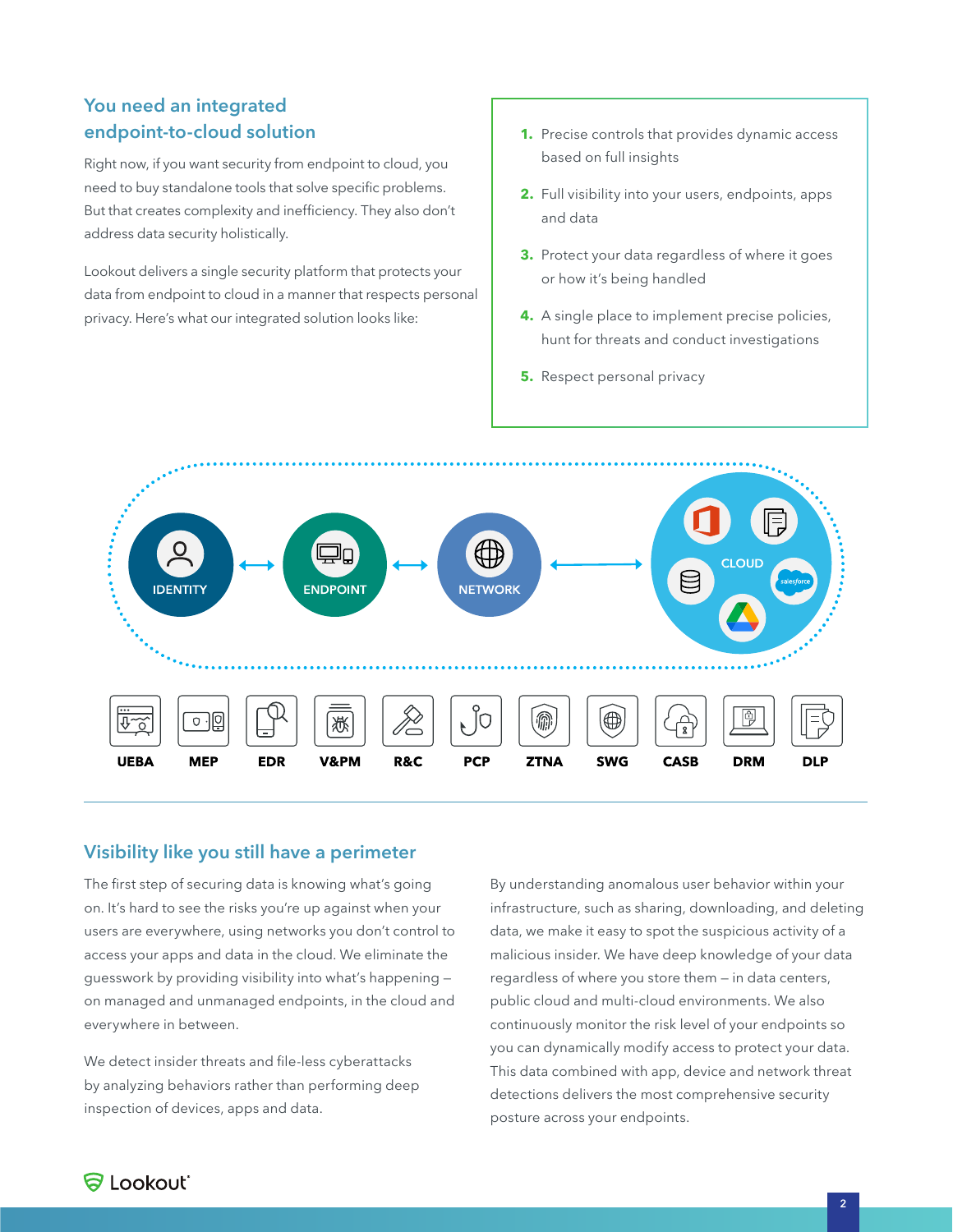## You need an integrated endpoint-to-cloud solution

Right now, if you want security from endpoint to cloud, you need to buy standalone tools that solve specific problems. But that creates complexity and inefficiency. They also don't address data security holistically.

Lookout delivers a single security platform that protects your data from endpoint to cloud in a manner that respects personal privacy. Here's what our integrated solution looks like:

1. Precise controls that provides dynamic access based on full insights
2. Full visibility into your users, endpoints, apps and data
3. Protect your data regardless of where it goes or how it's being handled
4. A single place to implement precise policies, hunt for threats and conduct investigations
5. Respect personal privacy

IDENTITY ↔ ENDPOINT ↔ NETWORK ↔ CLOUD

UEBA | MEP | EDR | V&PM | R&C | PCP | ZTNA | SWG | CASB | DRM | DLP

## Visibility like you still have a perimeter

The first step of securing data is knowing what's going on. It's hard to see the risks you're up against when your users are everywhere, using networks you don't control to access your apps and data in the cloud. We eliminate the guesswork by providing visibility into what's happening – on managed and unmanaged endpoints, in the cloud and everywhere in between.

We detect insider threats and file-less cyberattacks by analyzing behaviors rather than performing deep inspection of devices, apps and data.

By understanding anomalous user behavior within your infrastructure, such as sharing, downloading, and deleting data, we make it easy to spot the suspicious activity of a malicious insider. We have deep knowledge of your data regardless of where you store them – in data centers, public cloud and multi-cloud environments. We also continuously monitor the risk level of your endpoints so you can dynamically modify access to protect your data. This data combined with app, device and network threat detections delivers the most comprehensive security posture across your endpoints.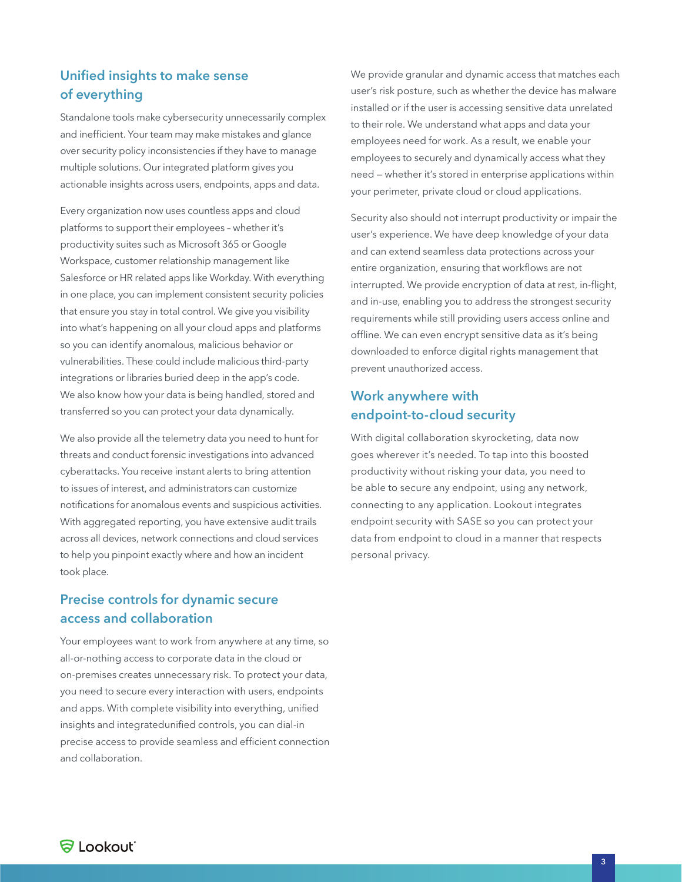## Unified insights to make sense of everything

Standalone tools make cybersecurity unnecessarily complex and inefficient. Your team may make mistakes and glance over security policy inconsistencies if they have to manage multiple solutions. Our integrated platform gives you actionable insights across users, endpoints, apps and data.

Every organization now uses countless apps and cloud platforms to support their employees – whether it's productivity suites such as Microsoft 365 or Google Workspace, customer relationship management like Salesforce or HR related apps like Workday. With everything in one place, you can implement consistent security policies that ensure you stay in total control. We give you visibility into what's happening on all your cloud apps and platforms so you can identify anomalous, malicious behavior or vulnerabilities. These could include malicious third-party integrations or libraries buried deep in the app's code. We also know how your data is being handled, stored and transferred so you can protect your data dynamically.

We also provide all the telemetry data you need to hunt for threats and conduct forensic investigations into advanced cyberattacks. You receive instant alerts to bring attention to issues of interest, and administrators can customize notifications for anomalous events and suspicious activities. With aggregated reporting, you have extensive audit trails across all devices, network connections and cloud services to help you pinpoint exactly where and how an incident took place.

## Precise controls for dynamic secure access and collaboration

Your employees want to work from anywhere at any time, so all-or-nothing access to corporate data in the cloud or on-premises creates unnecessary risk. To protect your data, you need to secure every interaction with users, endpoints and apps. With complete visibility into everything, unified insights and integratedunified controls, you can dial-in precise access to provide seamless and efficient connection and collaboration.

We provide granular and dynamic access that matches each user's risk posture, such as whether the device has malware installed or if the user is accessing sensitive data unrelated to their role. We understand what apps and data your employees need for work. As a result, we enable your employees to securely and dynamically access what they need — whether it's stored in enterprise applications within your perimeter, private cloud or cloud applications.

Security also should not interrupt productivity or impair the user's experience. We have deep knowledge of your data and can extend seamless data protections across your entire organization, ensuring that workflows are not interrupted. We provide encryption of data at rest, in-flight, and in-use, enabling you to address the strongest security requirements while still providing users access online and offline. We can even encrypt sensitive data as it's being downloaded to enforce digital rights management that prevent unauthorized access.

## Work anywhere with endpoint-to-cloud security

With digital collaboration skyrocketing, data now goes wherever it's needed. To tap into this boosted productivity without risking your data, you need to be able to secure any endpoint, using any network, connecting to any application. Lookout integrates endpoint security with SASE so you can protect your data from endpoint to cloud in a manner that respects personal privacy.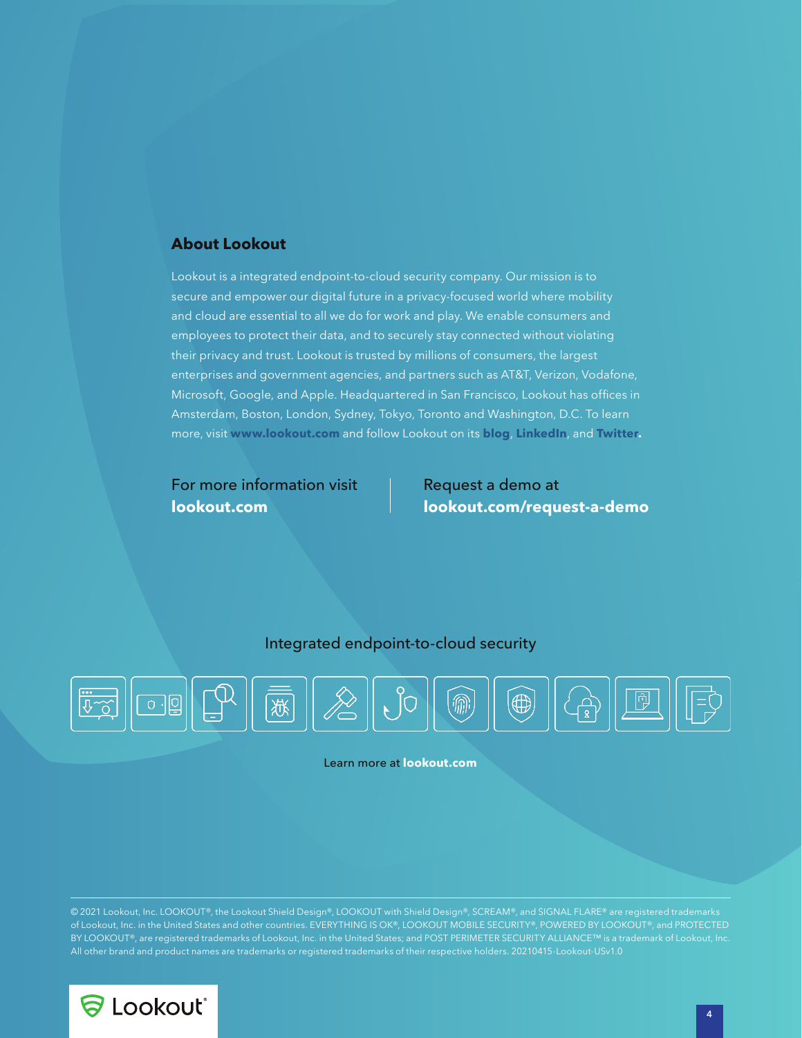## About Lookout

Lookout is a integrated endpoint-to-cloud security company. Our mission is to secure and empower our digital future in a privacy-focused world where mobility and cloud are essential to all we do for work and play. We enable consumers and employees to protect their data, and to securely stay connected without violating their privacy and trust. Lookout is trusted by millions of consumers, the largest enterprises and government agencies, and partners such as AT&T, Verizon, Vodafone, Microsoft, Google, and Apple. Headquartered in San Francisco, Lookout has offices in Amsterdam, Boston, London, Sydney, Tokyo, Toronto and Washington, D.C. To learn more, visit **www.lookout.com** and follow Lookout on its **blog**, **LinkedIn**, and **Twitter**.

For more information visit
**lookout.com**

Request a demo at
**lookout.com/request-a-demo**

Integrated endpoint-to-cloud security

Learn more at **lookout.com**

© 2021 Lookout, Inc. LOOKOUT®, the Lookout Shield Design®, LOOKOUT with Shield Design®, SCREAM®, and SIGNAL FLARE® are registered trademarks of Lookout, Inc. in the United States and other countries. EVERYTHING IS OK®, LOOKOUT MOBILE SECURITY®, POWERED BY LOOKOUT®, and PROTECTED BY LOOKOUT®, are registered trademarks of Lookout, Inc. in the United States; and POST PERIMETER SECURITY ALLIANCE™ is a trademark of Lookout, Inc. All other brand and product names are trademarks or registered trademarks of their respective holders. 20210415-Lookout-USv1.0

Lookout®